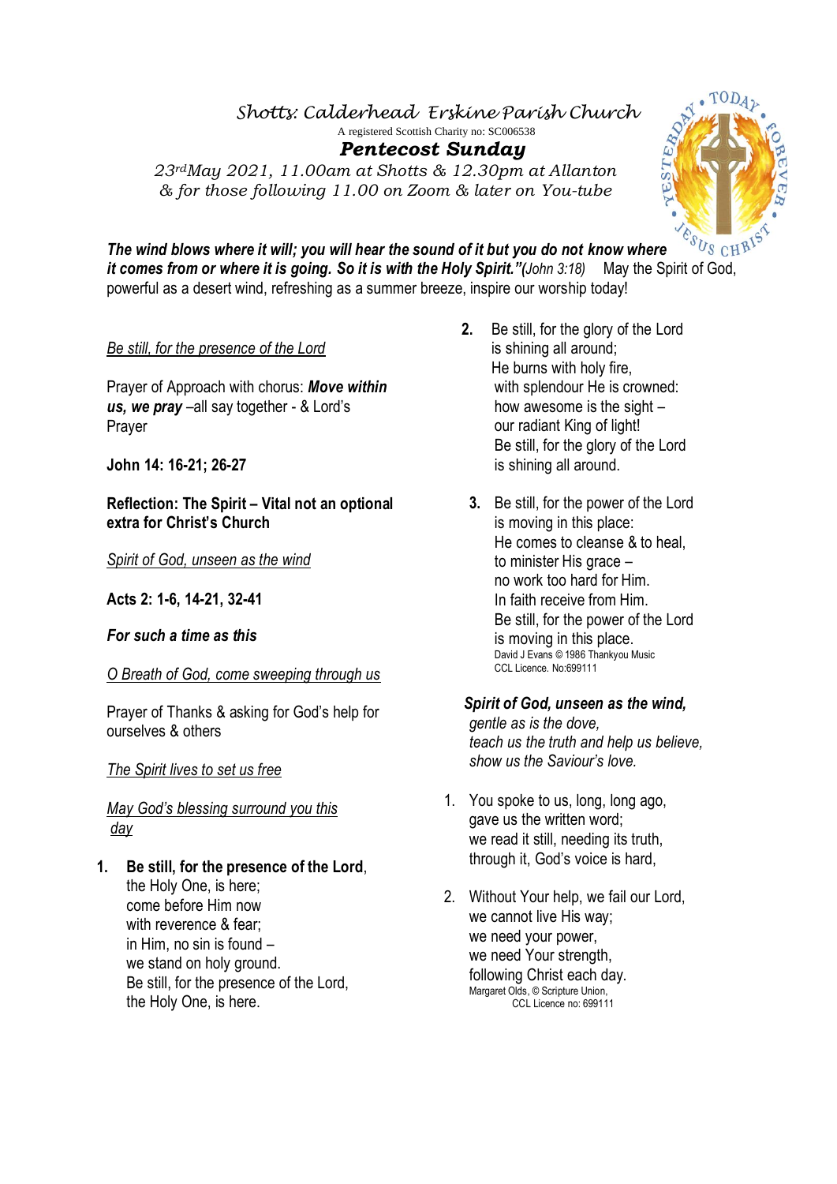# *Shotts: Calderhead Erskine Parish Church*

A registered Scottish Charity no: SC006538

## *Pentecost Sunday*

*23rd May 2021, 11.00am at Shotts & 12.30pm at Allanton & for those following 11.00 on Zoom & later on You-tube*

***The wind blows where it will; you will hear the sound of it but you do not know where it comes from or where it is going. So it is with the Holy Spirit."*** *(John 3:18)* May the Spirit of God, powerful as a desert wind, refreshing as a summer breeze, inspire our worship today!

Be still, for the presence of the Lord

Prayer of Approach with chorus: ***Move within us, we pray*** –all say together - & Lord's Prayer

**John 14: 16-21; 26-27**

**Reflection: The Spirit – Vital not an optional extra for Christ's Church**

Spirit of God, unseen as the wind

**Acts 2: 1-6, 14-21, 32-41**

***For such a time as this***

O Breath of God, come sweeping through us

Prayer of Thanks & asking for God's help for ourselves & others

The Spirit lives to set us free

May God's blessing surround you this day

1. **Be still, for the presence of the Lord**,
   the Holy One, is here;
   come before Him now
   with reverence & fear;
   in Him, no sin is found –
   we stand on holy ground.
   Be still, for the presence of the Lord,
   the Holy One, is here.

2. Be still, for the glory of the Lord
   is shining all around;
   He burns with holy fire,
   with splendour He is crowned:
   how awesome is the sight –
   our radiant King of light!
   Be still, for the glory of the Lord
   is shining all around.

3. Be still, for the power of the Lord
   is moving in this place:
   He comes to cleanse & to heal,
   to minister His grace –
   no work too hard for Him.
   In faith receive from Him.
   Be still, for the power of the Lord
   is moving in this place.

David J Evans © 1986 Thankyou Music
CCL Licence. No:699111

***Spirit of God, unseen as the wind,***
*gentle as is the dove,*
*teach us the truth and help us believe,*
*show us the Saviour's love.*

1. You spoke to us, long, long ago,
   gave us the written word;
   we read it still, needing its truth,
   through it, God's voice is hard,

2. Without Your help, we fail our Lord,
   we cannot live His way;
   we need your power,
   we need Your strength,
   following Christ each day.

Margaret Olds, © Scripture Union,
CCL Licence no: 699111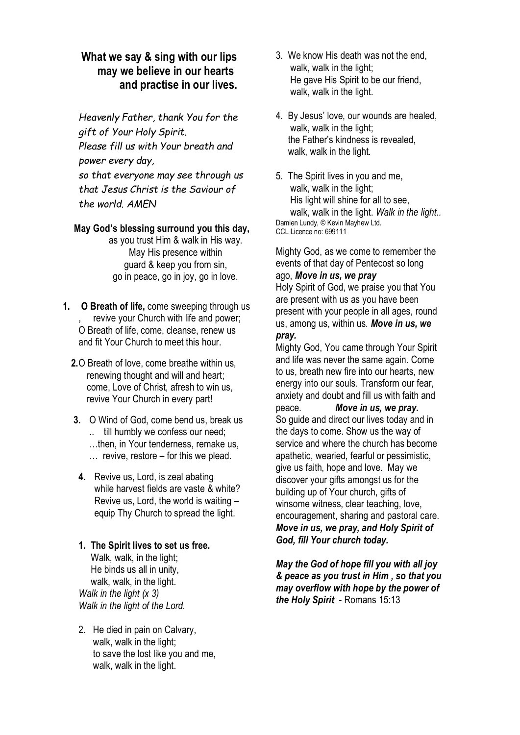**What we say & sing with our lips may we believe in our hearts and practise in our lives.**

*Heavenly Father, thank You for the gift of Your Holy Spirit.*
*Please fill us with Your breath and power every day,*
*so that everyone may see through us that Jesus Christ is the Saviour of the world. AMEN*

**May God's blessing surround you this day,**
as you trust Him & walk in His way.
May His presence within
guard & keep you from sin,
go in peace, go in joy, go in love.

1. **O Breath of life,** come sweeping through us
, revive your Church with life and power;
O Breath of life, come, cleanse, renew us
and fit Your Church to meet this hour.

2. O Breath of love, come breathe within us,
renewing thought and will and heart;
come, Love of Christ, afresh to win us,
revive Your Church in every part!

3. O Wind of God, come bend us, break us
.. till humbly we confess our need;
…then, in Your tenderness, remake us,
… revive, restore – for this we plead.

4. Revive us, Lord, is zeal abating
while harvest fields are vaste & white?
Revive us, Lord, the world is waiting –
equip Thy Church to spread the light.

1. **The Spirit lives to set us free.**
Walk, walk, in the light;
He binds us all in unity,
walk, walk, in the light.
*Walk in the light (x 3)*
*Walk in the light of the Lord.*

2. He died in pain on Calvary,
walk, walk in the light;
to save the lost like you and me,
walk, walk in the light.

3. We know His death was not the end,
walk, walk in the light;
He gave His Spirit to be our friend,
walk, walk in the light.

4. By Jesus' love, our wounds are healed,
walk, walk in the light;
the Father's kindness is revealed,
walk, walk in the light.

5. The Spirit lives in you and me,
walk, walk in the light;
His light will shine for all to see,
walk, walk in the light. *Walk in the light..*

Damien Lundy, © Kevin Mayhew Ltd.
CCL Licence no: 699111

Mighty God, as we come to remember the events of that day of Pentecost so long ago, ***Move in us, we pray***
Holy Spirit of God, we praise you that You are present with us as you have been present with your people in all ages, round us, among us, within us. ***Move in us, we pray.***
Mighty God, You came through Your Spirit and life was never the same again. Come to us, breath new fire into our hearts, new energy into our souls. Transform our fear, anxiety and doubt and fill us with faith and peace. ***Move in us, we pray.***
So guide and direct our lives today and in the days to come. Show us the way of service and where the church has become apathetic, wearied, fearful or pessimistic, give us faith, hope and love. May we discover your gifts amongst us for the building up of Your church, gifts of winsome witness, clear teaching, love, encouragement, sharing and pastoral care. ***Move in us, we pray, and Holy Spirit of God, fill Your church today.***

***May the God of hope fill you with all joy & peace as you trust in Him , so that you may overflow with hope by the power of the Holy Spirit*** - Romans 15:13